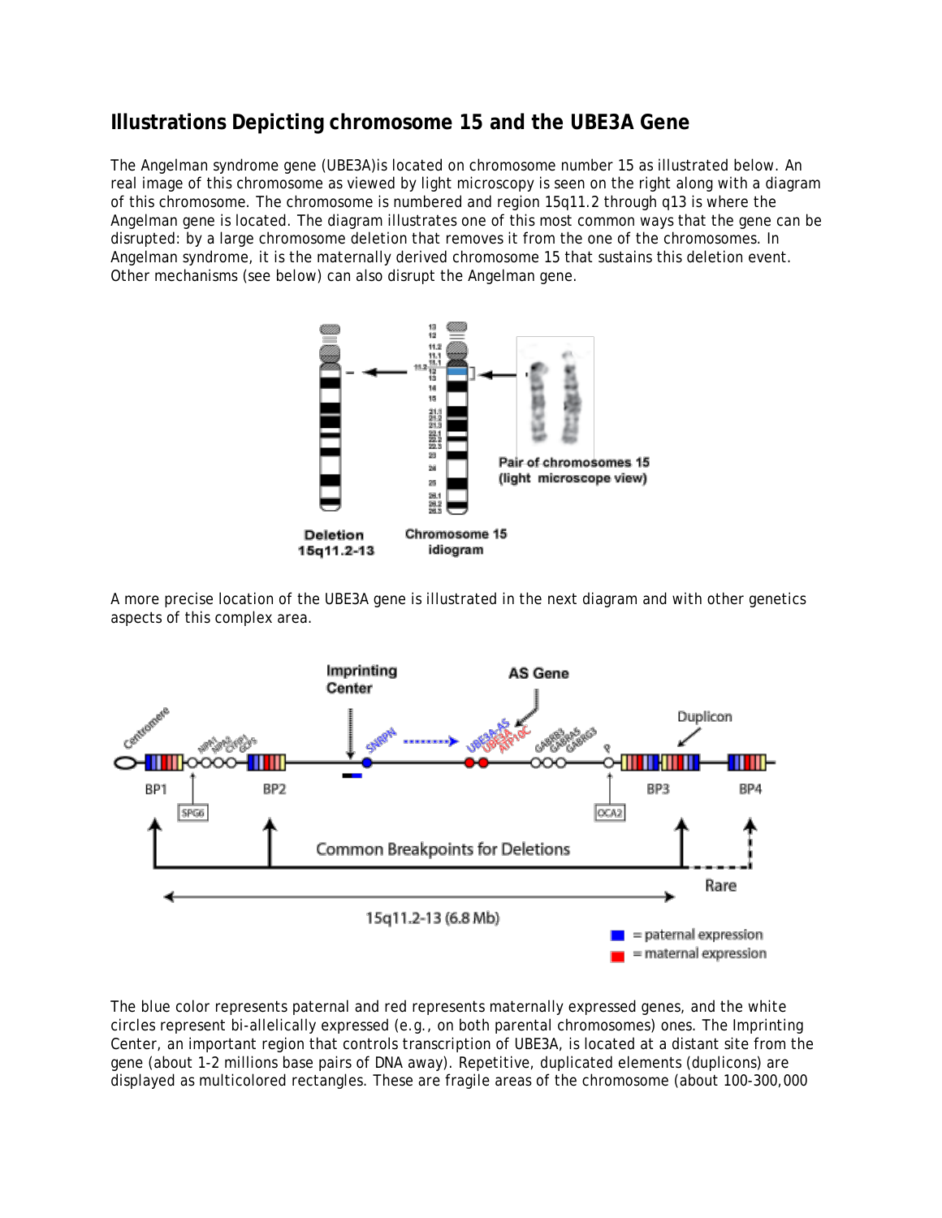## Illustrations Depicting chromosome 15 and the UBE3A Gene

The Angelman syndrome gene (UBE3A)is located on chromosome number 15 as illustrated below. An real image of this chromosome as viewed by light microscopy is seen on the right along with a diagram of this chromosome. The chromosome is numbered and region 15q11.2 through q13 is where the Angelman gene is located. The diagram illustrates one of this most common ways that the gene can be disrupted: by a large chromosome deletion that removes it from the one of the chromosomes. In Angelman syndrome, it is the maternally derived chromosome 15 that sustains this deletion event. Other mechanisms (see below) can also disrupt the Angelman gene.

A more precise location of the UBE3A gene is illustrated in the next diagram and with other genetics aspects of this complex area.

The blue color represents paternal and red represents maternally expressed genes, and the white circles represent bi-allelically expressed (e.g., on both parental chromosomes) ones. The Imprinting Center, an important region that controls transcription of UBE3A, is located at a distant site from the gene (about 1-2 millions base pairs of DNA away). Repetitive, duplicated elements (duplicons) are displayed as multicolored rectangles. These are fragile areas of the chromosome (about 100-300,000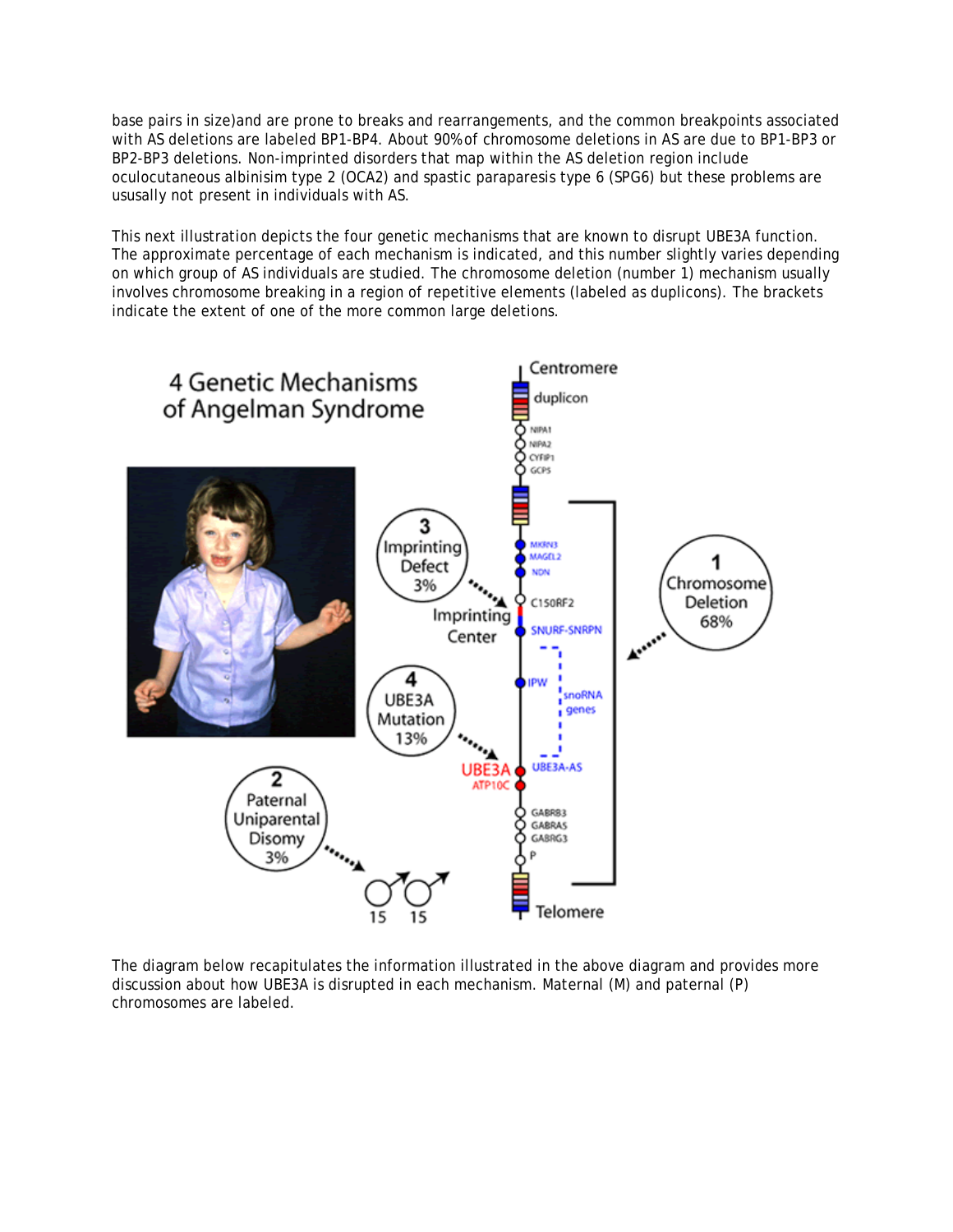base pairs in size)and are prone to breaks and rearrangements, and the common breakpoints associated with AS deletions are labeled BP1-BP4. About 90% of chromosome deletions in AS are due to BP1-BP3 or BP2-BP3 deletions. Non-imprinted disorders that map within the AS deletion region include oculocutaneous albinisim type 2 (OCA2) and spastic paraparesis type 6 (SPG6) but these problems are ususally not present in individuals with AS.

This next illustration depicts the four genetic mechanisms that are known to disrupt UBE3A function. The approximate percentage of each mechanism is indicated, and this number slightly varies depending on which group of AS individuals are studied. The chromosome deletion (number 1) mechanism usually involves chromosome breaking in a region of repetitive elements (labeled as duplicons). The brackets indicate the extent of one of the more common large deletions.

The diagram below recapitulates the information illustrated in the above diagram and provides more discussion about how UBE3A is disrupted in each mechanism. Maternal (M) and paternal (P) chromosomes are labeled.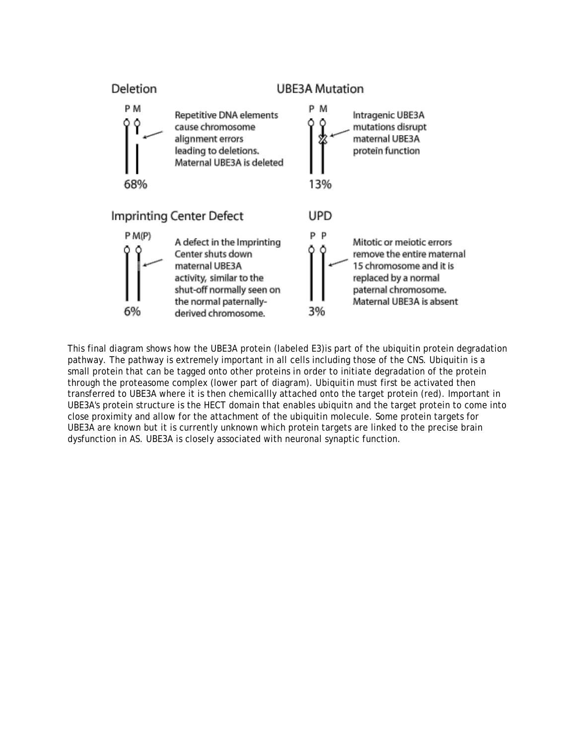## Deletion

P M

Repetitive DNA elements cause chromosome alignment errors leading to deletions. Maternal UBE3A is deleted

68%

## UBE3A Mutation

P M

Intragenic UBE3A mutations disrupt maternal UBE3A protein function

13%

## Imprinting Center Defect

P M(P)

A defect in the Imprinting Center shuts down maternal UBE3A activity, similar to the shut-off normally seen on the normal paternally-derived chromosome.

6%

## UPD

P P

Mitotic or meiotic errors remove the entire maternal 15 chromosome and it is replaced by a normal paternal chromosome. Maternal UBE3A is absent

3%

This final diagram shows how the UBE3A protein (labeled E3)is part of the ubiquitin protein degradation pathway. The pathway is extremely important in all cells including those of the CNS. Ubiquitin is a small protein that can be tagged onto other proteins in order to initiate degradation of the protein through the proteasome complex (lower part of diagram). Ubiquitin must first be activated then transferred to UBE3A where it is then chemicallly attached onto the target protein (red). Important in UBE3A's protein structure is the HECT domain that enables ubiquitn and the target protein to come into close proximity and allow for the attachment of the ubiquitin molecule. Some protein targets for UBE3A are known but it is currently unknown which protein targets are linked to the precise brain dysfunction in AS. UBE3A is closely associated with neuronal synaptic function.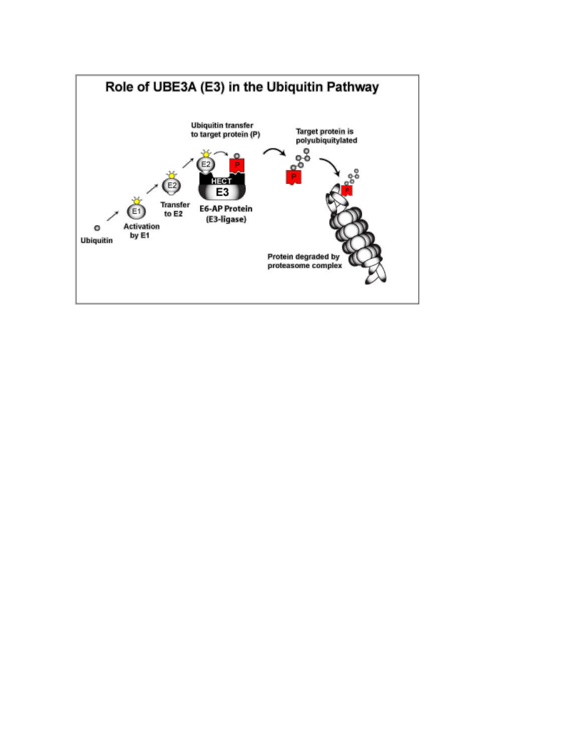Role of UBE3A (E3) in the Ubiquitin Pathway

Ubiquitin

Activation by E1

Transfer to E2

Ubiquitin transfer to target protein (P)

HECT

E3

E6-AP Protein (E3-ligase)

Target protein is polyubiquitylated

Protein degraded by proteasome complex